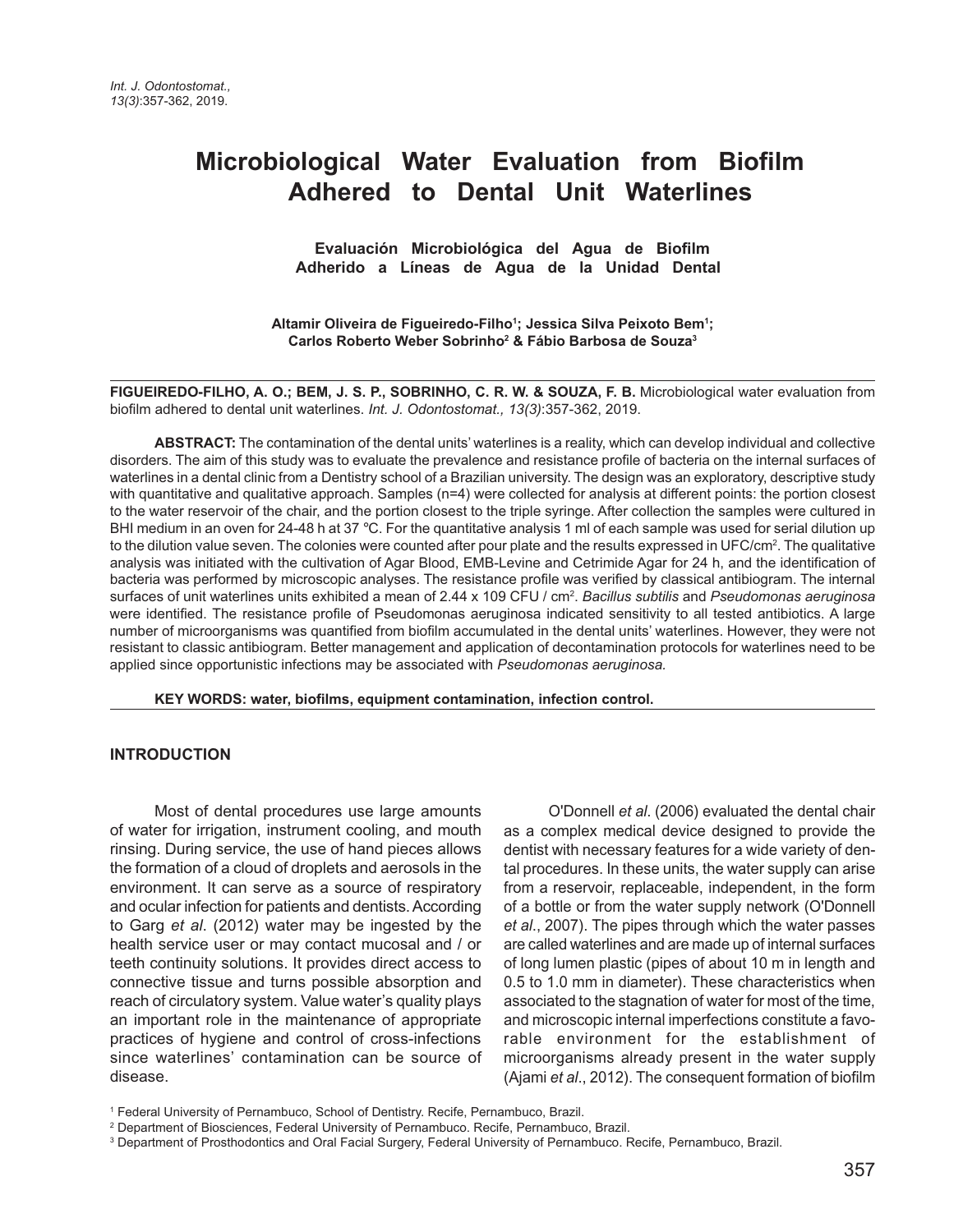# Microbiological Water Evaluation from Biofilm Adhered to Dental Unit Waterlines

## Evaluación Microbiológica del Agua de Biofilm Adherido a Líneas de Agua de la Unidad Dental

**Altamir Oliveira de Figueiredo-Filho[1]; Jessica Silva Peixoto Bem[1]; Carlos Roberto Weber Sobrinho[2] & Fábio Barbosa de Souza[3]**

**FIGUEIREDO-FILHO, A. O.; BEM, J. S. P., SOBRINHO, C. R. W. & SOUZA, F. B.** Microbiological water evaluation from biofilm adhered to dental unit waterlines. *Int. J. Odontostomat., 13(3)*:357-362, 2019.

**ABSTRACT:** The contamination of the dental units' waterlines is a reality, which can develop individual and collective disorders. The aim of this study was to evaluate the prevalence and resistance profile of bacteria on the internal surfaces of waterlines in a dental clinic from a Dentistry school of a Brazilian university. The design was an exploratory, descriptive study with quantitative and qualitative approach. Samples (n=4) were collected for analysis at different points: the portion closest to the water reservoir of the chair, and the portion closest to the triple syringe. After collection the samples were cultured in BHI medium in an oven for 24-48 h at 37 °C. For the quantitative analysis 1 ml of each sample was used for serial dilution up to the dilution value seven. The colonies were counted after pour plate and the results expressed in UFC/cm$^2$. The qualitative analysis was initiated with the cultivation of Agar Blood, EMB-Levine and Cetrimide Agar for 24 h, and the identification of bacteria was performed by microscopic analyses. The resistance profile was verified by classical antibiogram. The internal surfaces of unit waterlines units exhibited a mean of 2.44 x 109 CFU / cm$^2$. *Bacillus subtilis* and *Pseudomonas aeruginosa* were identified. The resistance profile of Pseudomonas aeruginosa indicated sensitivity to all tested antibiotics. A large number of microorganisms was quantified from biofilm accumulated in the dental units' waterlines. However, they were not resistant to classic antibiogram. Better management and application of decontamination protocols for waterlines need to be applied since opportunistic infections may be associated with *Pseudomonas aeruginosa.*

**KEY WORDS: water, biofilms, equipment contamination, infection control.**

## INTRODUCTION

Most of dental procedures use large amounts of water for irrigation, instrument cooling, and mouth rinsing. During service, the use of hand pieces allows the formation of a cloud of droplets and aerosols in the environment. It can serve as a source of respiratory and ocular infection for patients and dentists. According to Garg *et al*. (2012) water may be ingested by the health service user or may contact mucosal and / or teeth continuity solutions. It provides direct access to connective tissue and turns possible absorption and reach of circulatory system. Value water's quality plays an important role in the maintenance of appropriate practices of hygiene and control of cross-infections since waterlines' contamination can be source of disease.

O'Donnell *et al*. (2006) evaluated the dental chair as a complex medical device designed to provide the dentist with necessary features for a wide variety of dental procedures. In these units, the water supply can arise from a reservoir, replaceable, independent, in the form of a bottle or from the water supply network (O'Donnell *et al*., 2007). The pipes through which the water passes are called waterlines and are made up of internal surfaces of long lumen plastic (pipes of about 10 m in length and 0.5 to 1.0 mm in diameter). These characteristics when associated to the stagnation of water for most of the time, and microscopic internal imperfections constitute a favorable environment for the establishment of microorganisms already present in the water supply (Ajami *et al*., 2012). The consequent formation of biofilm

[1] Federal University of Pernambuco, School of Dentistry. Recife, Pernambuco, Brazil.
[2] Department of Biosciences, Federal University of Pernambuco. Recife, Pernambuco, Brazil.
[3] Department of Prosthodontics and Oral Facial Surgery, Federal University of Pernambuco. Recife, Pernambuco, Brazil.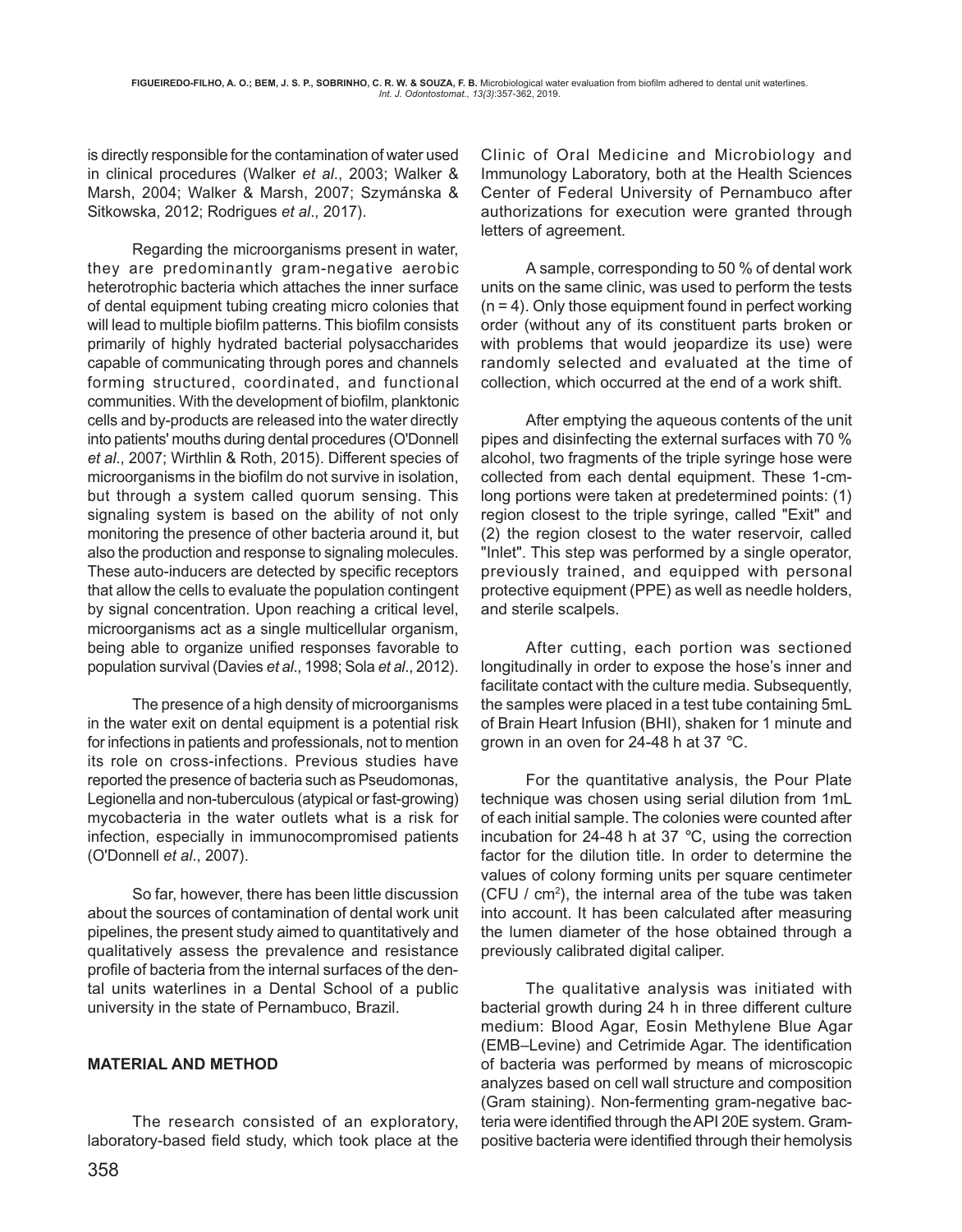is directly responsible for the contamination of water used in clinical procedures (Walker *et al*., 2003; Walker & Marsh, 2004; Walker & Marsh, 2007; Szymánska & Sitkowska, 2012; Rodrigues *et al*., 2017).

Regarding the microorganisms present in water, they are predominantly gram-negative aerobic heterotrophic bacteria which attaches the inner surface of dental equipment tubing creating micro colonies that will lead to multiple biofilm patterns. This biofilm consists primarily of highly hydrated bacterial polysaccharides capable of communicating through pores and channels forming structured, coordinated, and functional communities. With the development of biofilm, planktonic cells and by-products are released into the water directly into patients' mouths during dental procedures (O'Donnell *et al*., 2007; Wirthlin & Roth, 2015). Different species of microorganisms in the biofilm do not survive in isolation, but through a system called quorum sensing. This signaling system is based on the ability of not only monitoring the presence of other bacteria around it, but also the production and response to signaling molecules. These auto-inducers are detected by specific receptors that allow the cells to evaluate the population contingent by signal concentration. Upon reaching a critical level, microorganisms act as a single multicellular organism, being able to organize unified responses favorable to population survival (Davies *et al*., 1998; Sola *et al*., 2012).

The presence of a high density of microorganisms in the water exit on dental equipment is a potential risk for infections in patients and professionals, not to mention its role on cross-infections. Previous studies have reported the presence of bacteria such as Pseudomonas, Legionella and non-tuberculous (atypical or fast-growing) mycobacteria in the water outlets what is a risk for infection, especially in immunocompromised patients (O'Donnell *et al*., 2007).

So far, however, there has been little discussion about the sources of contamination of dental work unit pipelines, the present study aimed to quantitatively and qualitatively assess the prevalence and resistance profile of bacteria from the internal surfaces of the dental units waterlines in a Dental School of a public university in the state of Pernambuco, Brazil.

## MATERIAL AND METHOD

The research consisted of an exploratory, laboratory-based field study, which took place at the Clinic of Oral Medicine and Microbiology and Immunology Laboratory, both at the Health Sciences Center of Federal University of Pernambuco after authorizations for execution were granted through letters of agreement.

A sample, corresponding to 50 % of dental work units on the same clinic, was used to perform the tests (n = 4). Only those equipment found in perfect working order (without any of its constituent parts broken or with problems that would jeopardize its use) were randomly selected and evaluated at the time of collection, which occurred at the end of a work shift.

After emptying the aqueous contents of the unit pipes and disinfecting the external surfaces with 70 % alcohol, two fragments of the triple syringe hose were collected from each dental equipment. These 1-cm-long portions were taken at predetermined points: (1) region closest to the triple syringe, called "Exit" and (2) the region closest to the water reservoir, called "Inlet". This step was performed by a single operator, previously trained, and equipped with personal protective equipment (PPE) as well as needle holders, and sterile scalpels.

After cutting, each portion was sectioned longitudinally in order to expose the hose's inner and facilitate contact with the culture media. Subsequently, the samples were placed in a test tube containing 5mL of Brain Heart Infusion (BHI), shaken for 1 minute and grown in an oven for 24-48 h at 37 °C.

For the quantitative analysis, the Pour Plate technique was chosen using serial dilution from 1mL of each initial sample. The colonies were counted after incubation for 24-48 h at 37 °C, using the correction factor for the dilution title. In order to determine the values of colony forming units per square centimeter (CFU / $cm^2$), the internal area of the tube was taken into account. It has been calculated after measuring the lumen diameter of the hose obtained through a previously calibrated digital caliper.

The qualitative analysis was initiated with bacterial growth during 24 h in three different culture medium: Blood Agar, Eosin Methylene Blue Agar (EMB–Levine) and Cetrimide Agar. The identification of bacteria was performed by means of microscopic analyzes based on cell wall structure and composition (Gram staining). Non-fermenting gram-negative bacteria were identified through the API 20E system. Gram-positive bacteria were identified through their hemolysis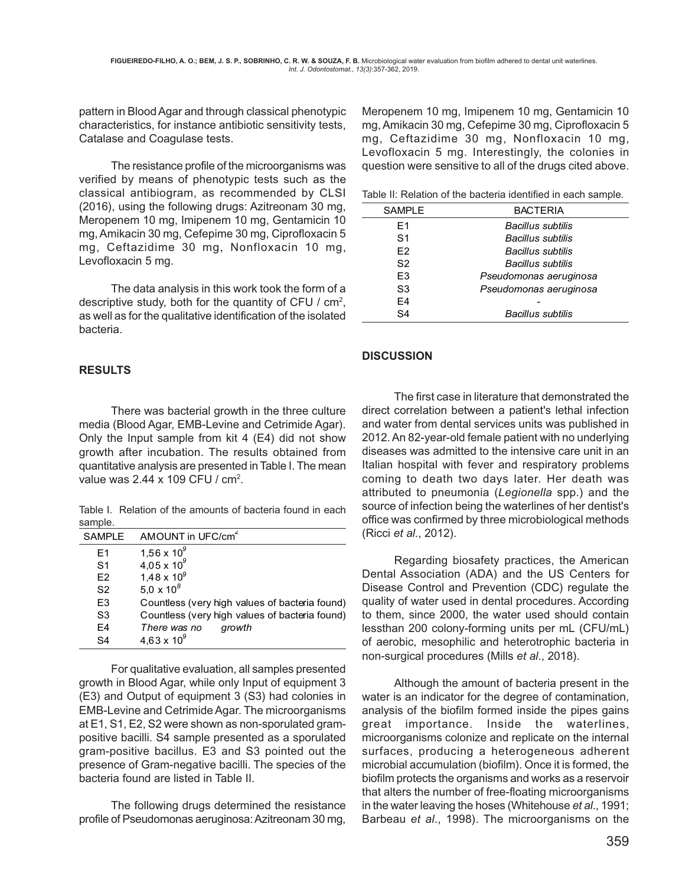pattern in Blood Agar and through classical phenotypic characteristics, for instance antibiotic sensitivity tests, Catalase and Coagulase tests.

The resistance profile of the microorganisms was verified by means of phenotypic tests such as the classical antibiogram, as recommended by CLSI (2016), using the following drugs: Azitreonam 30 mg, Meropenem 10 mg, Imipenem 10 mg, Gentamicin 10 mg, Amikacin 30 mg, Cefepime 30 mg, Ciprofloxacin 5 mg, Ceftazidime 30 mg, Nonfloxacin 10 mg, Levofloxacin 5 mg.

The data analysis in this work took the form of a descriptive study, both for the quantity of CFU / $cm^2$, as well as for the qualitative identification of the isolated bacteria.

## RESULTS

There was bacterial growth in the three culture media (Blood Agar, EMB-Levine and Cetrimide Agar). Only the Input sample from kit 4 (E4) did not show growth after incubation. The results obtained from quantitative analysis are presented in Table I. The mean value was 2.44 x 109 CFU / $cm^2$.

Table I. Relation of the amounts of bacteria found in each sample.

| SAMPLE | AMOUNT in UFC/$cm^2$ |
|---|---|
| E1 | $1,56 \times 10^9$ |
| S1 | $4,05 \times 10^9$ |
| E2 | $1,48 \times 10^9$ |
| S2 | $5,0 \times 10^8$ |
| E3 | Countless (very high values of bacteria found) |
| S3 | Countless (very high values of bacteria found) |
| E4 | *There was no growth* |
| S4 | $4,63 \times 10^9$ |

For qualitative evaluation, all samples presented growth in Blood Agar, while only Input of equipment 3 (E3) and Output of equipment 3 (S3) had colonies in EMB-Levine and Cetrimide Agar. The microorganisms at E1, S1, E2, S2 were shown as non-sporulated gram-positive bacilli. S4 sample presented as a sporulated gram-positive bacillus. E3 and S3 pointed out the presence of Gram-negative bacilli. The species of the bacteria found are listed in Table II.

The following drugs determined the resistance profile of Pseudomonas aeruginosa: Azitreonam 30 mg, Meropenem 10 mg, Imipenem 10 mg, Gentamicin 10 mg, Amikacin 30 mg, Cefepime 30 mg, Ciprofloxacin 5 mg, Ceftazidime 30 mg, Nonfloxacin 10 mg, Levofloxacin 5 mg. Interestingly, the colonies in question were sensitive to all of the drugs cited above.

Table II: Relation of the bacteria identified in each sample.

| SAMPLE | BACTERIA |
|---|---|
| E1 | *Bacillus subtilis* |
| S1 | *Bacillus subtilis* |
| E2 | *Bacillus subtilis* |
| S2 | *Bacillus subtilis* |
| E3 | *Pseudomonas aeruginosa* |
| S3 | *Pseudomonas aeruginosa* |
| E4 | - |
| S4 | *Bacillus subtilis* |

## DISCUSSION

The first case in literature that demonstrated the direct correlation between a patient's lethal infection and water from dental services units was published in 2012. An 82-year-old female patient with no underlying diseases was admitted to the intensive care unit in an Italian hospital with fever and respiratory problems coming to death two days later. Her death was attributed to pneumonia (*Legionella* spp.) and the source of infection being the waterlines of her dentist's office was confirmed by three microbiological methods (Ricci *et al*., 2012).

Regarding biosafety practices, the American Dental Association (ADA) and the US Centers for Disease Control and Prevention (CDC) regulate the quality of water used in dental procedures. According to them, since 2000, the water used should contain lessthan 200 colony-forming units per mL (CFU/mL) of aerobic, mesophilic and heterotrophic bacteria in non-surgical procedures (Mills *et al*., 2018).

Although the amount of bacteria present in the water is an indicator for the degree of contamination, analysis of the biofilm formed inside the pipes gains great importance. Inside the waterlines, microorganisms colonize and replicate on the internal surfaces, producing a heterogeneous adherent microbial accumulation (biofilm). Once it is formed, the biofilm protects the organisms and works as a reservoir that alters the number of free-floating microorganisms in the water leaving the hoses (Whitehouse *et al*., 1991; Barbeau *et al*., 1998). The microorganisms on the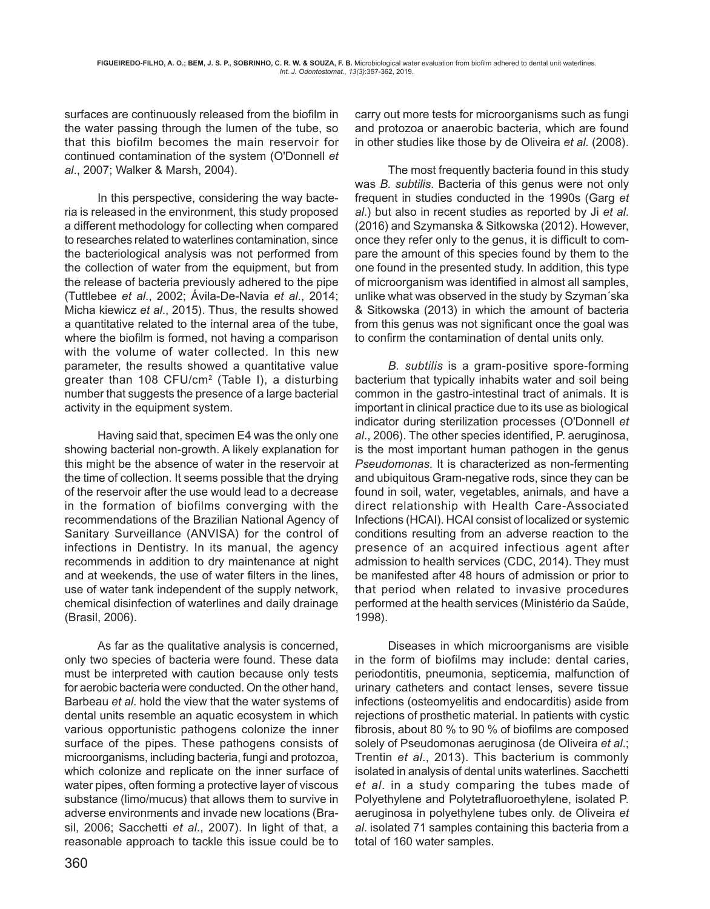surfaces are continuously released from the biofilm in the water passing through the lumen of the tube, so that this biofilm becomes the main reservoir for continued contamination of the system (O'Donnell *et al*., 2007; Walker & Marsh, 2004).

In this perspective, considering the way bacteria is released in the environment, this study proposed a different methodology for collecting when compared to researches related to waterlines contamination, since the bacteriological analysis was not performed from the collection of water from the equipment, but from the release of bacteria previously adhered to the pipe (Tuttlebee *et al*., 2002; Ávila-De-Navia *et al*., 2014; Micha kiewicz *et al*., 2015). Thus, the results showed a quantitative related to the internal area of the tube, where the biofilm is formed, not having a comparison with the volume of water collected. In this new parameter, the results showed a quantitative value greater than 108 CFU/cm$^2$ (Table I), a disturbing number that suggests the presence of a large bacterial activity in the equipment system.

Having said that, specimen E4 was the only one showing bacterial non-growth. A likely explanation for this might be the absence of water in the reservoir at the time of collection. It seems possible that the drying of the reservoir after the use would lead to a decrease in the formation of biofilms converging with the recommendations of the Brazilian National Agency of Sanitary Surveillance (ANVISA) for the control of infections in Dentistry. In its manual, the agency recommends in addition to dry maintenance at night and at weekends, the use of water filters in the lines, use of water tank independent of the supply network, chemical disinfection of waterlines and daily drainage (Brasil, 2006).

As far as the qualitative analysis is concerned, only two species of bacteria were found. These data must be interpreted with caution because only tests for aerobic bacteria were conducted. On the other hand, Barbeau *et al*. hold the view that the water systems of dental units resemble an aquatic ecosystem in which various opportunistic pathogens colonize the inner surface of the pipes. These pathogens consists of microorganisms, including bacteria, fungi and protozoa, which colonize and replicate on the inner surface of water pipes, often forming a protective layer of viscous substance (limo/mucus) that allows them to survive in adverse environments and invade new locations (Brasil, 2006; Sacchetti *et al*., 2007). In light of that, a reasonable approach to tackle this issue could be to carry out more tests for microorganisms such as fungi and protozoa or anaerobic bacteria, which are found in other studies like those by de Oliveira *et al*. (2008).

The most frequently bacteria found in this study was *B. subtilis*. Bacteria of this genus were not only frequent in studies conducted in the 1990s (Garg *et al*.) but also in recent studies as reported by Ji *et al*. (2016) and Szymanska & Sitkowska (2012). However, once they refer only to the genus, it is difficult to compare the amount of this species found by them to the one found in the presented study. In addition, this type of microorganism was identified in almost all samples, unlike what was observed in the study by Szyman´ska & Sitkowska (2013) in which the amount of bacteria from this genus was not significant once the goal was to confirm the contamination of dental units only.

*B. subtilis* is a gram-positive spore-forming bacterium that typically inhabits water and soil being common in the gastro-intestinal tract of animals. It is important in clinical practice due to its use as biological indicator during sterilization processes (O'Donnell *et al*., 2006). The other species identified, P. aeruginosa, is the most important human pathogen in the genus *Pseudomonas*. It is characterized as non-fermenting and ubiquitous Gram-negative rods, since they can be found in soil, water, vegetables, animals, and have a direct relationship with Health Care-Associated Infections (HCAI). HCAI consist of localized or systemic conditions resulting from an adverse reaction to the presence of an acquired infectious agent after admission to health services (CDC, 2014). They must be manifested after 48 hours of admission or prior to that period when related to invasive procedures performed at the health services (Ministério da Saúde, 1998).

Diseases in which microorganisms are visible in the form of biofilms may include: dental caries, periodontitis, pneumonia, septicemia, malfunction of urinary catheters and contact lenses, severe tissue infections (osteomyelitis and endocarditis) aside from rejections of prosthetic material. In patients with cystic fibrosis, about 80 % to 90 % of biofilms are composed solely of Pseudomonas aeruginosa (de Oliveira *et al*.; Trentin *et al*., 2013). This bacterium is commonly isolated in analysis of dental units waterlines. Sacchetti *et al*. in a study comparing the tubes made of Polyethylene and Polytetrafluoroethylene, isolated P. aeruginosa in polyethylene tubes only. de Oliveira *et al*. isolated 71 samples containing this bacteria from a total of 160 water samples.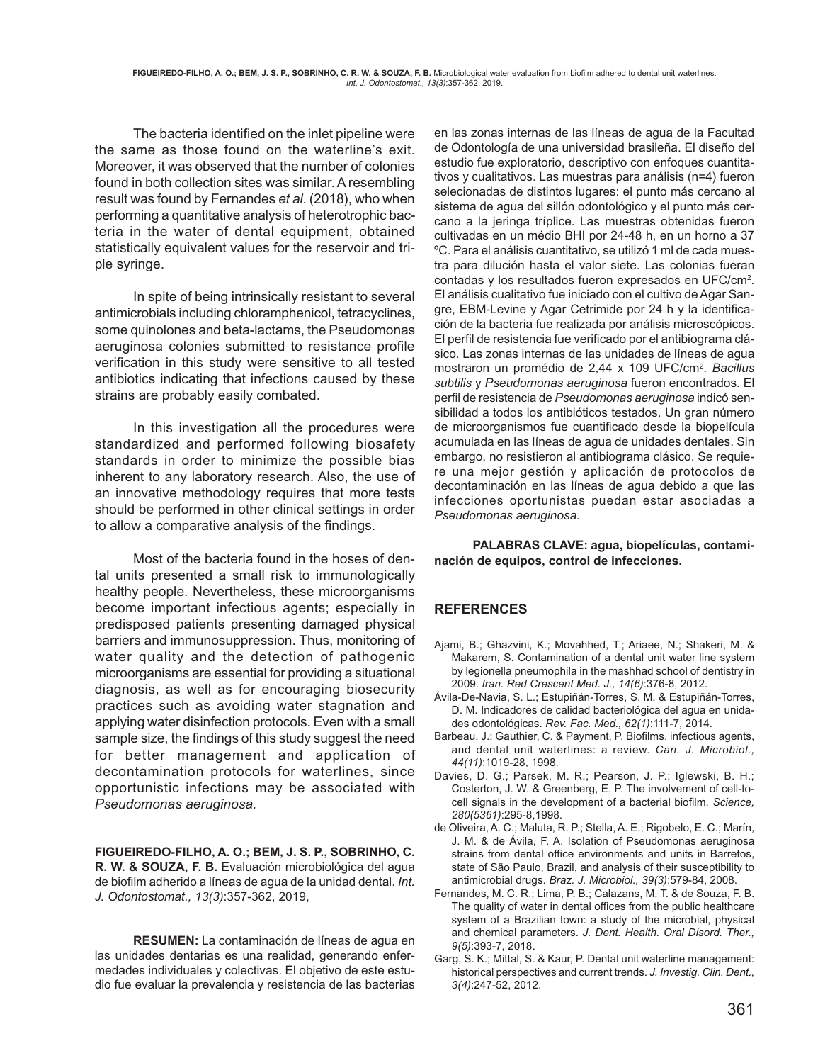The bacteria identified on the inlet pipeline were the same as those found on the waterline's exit. Moreover, it was observed that the number of colonies found in both collection sites was similar. A resembling result was found by Fernandes *et al*. (2018), who when performing a quantitative analysis of heterotrophic bacteria in the water of dental equipment, obtained statistically equivalent values for the reservoir and triple syringe.

In spite of being intrinsically resistant to several antimicrobials including chloramphenicol, tetracyclines, some quinolones and beta-lactams, the Pseudomonas aeruginosa colonies submitted to resistance profile verification in this study were sensitive to all tested antibiotics indicating that infections caused by these strains are probably easily combated.

In this investigation all the procedures were standardized and performed following biosafety standards in order to minimize the possible bias inherent to any laboratory research. Also, the use of an innovative methodology requires that more tests should be performed in other clinical settings in order to allow a comparative analysis of the findings.

Most of the bacteria found in the hoses of dental units presented a small risk to immunologically healthy people. Nevertheless, these microorganisms become important infectious agents; especially in predisposed patients presenting damaged physical barriers and immunosuppression. Thus, monitoring of water quality and the detection of pathogenic microorganisms are essential for providing a situational diagnosis, as well as for encouraging biosecurity practices such as avoiding water stagnation and applying water disinfection protocols. Even with a small sample size, the findings of this study suggest the need for better management and application of decontamination protocols for waterlines, since opportunistic infections may be associated with *Pseudomonas aeruginosa.*

---

**FIGUEIREDO-FILHO, A. O.; BEM, J. S. P., SOBRINHO, C. R. W. & SOUZA, F. B.** Evaluación microbiológica del agua de biofilm adherido a líneas de agua de la unidad dental. *Int. J. Odontostomat., 13(3)*:357-362, 2019,

**RESUMEN:** La contaminación de líneas de agua en las unidades dentarias es una realidad, generando enfermedades individuales y colectivas. El objetivo de este estudio fue evaluar la prevalencia y resistencia de las bacterias en las zonas internas de las líneas de agua de la Facultad de Odontología de una universidad brasileña. El diseño del estudio fue exploratorio, descriptivo con enfoques cuantitativos y cualitativos. Las muestras para análisis (n=4) fueron selecionadas de distintos lugares: el punto más cercano al sistema de agua del sillón odontológico y el punto más cercano a la jeringa tríplice. Las muestras obtenidas fueron cultivadas en un médio BHI por 24-48 h, en un horno a 37 ºC. Para el análisis cuantitativo, se utilizó 1 ml de cada muestra para dilución hasta el valor siete. Las colonias fueran contadas y los resultados fueron expresados en UFC/cm$^2$. El análisis cualitativo fue iniciado con el cultivo de Agar Sangre, EBM-Levine y Agar Cetrimide por 24 h y la identificación de la bacteria fue realizada por análisis microscópicos. El perfil de resistencia fue verificado por el antibiograma clásico. Las zonas internas de las unidades de líneas de agua mostraron un promédio de 2,44 x 109 UFC/cm$^2$. *Bacillus subtilis* y *Pseudomonas aeruginosa* fueron encontrados. El perfil de resistencia de *Pseudomonas aeruginosa* indicó sensibilidad a todos los antibióticos testados. Un gran número de microorganismos fue cuantificado desde la biopelícula acumulada en las líneas de agua de unidades dentales. Sin embargo, no resistieron al antibiograma clásico. Se requiere una mejor gestión y aplicación de protocolos de decontaminación en las líneas de agua debido a que las infecciones oportunistas puedan estar asociadas a *Pseudomonas aeruginosa*.

**PALABRAS CLAVE: agua, biopelículas, contaminación de equipos, control de infecciones.**

## REFERENCES

Ajami, B.; Ghazvini, K.; Movahhed, T.; Ariaee, N.; Shakeri, M. & Makarem, S. Contamination of a dental unit water line system by legionella pneumophila in the mashhad school of dentistry in 2009. *Iran. Red Crescent Med. J., 14(6)*:376-8, 2012.

Ávila-De-Navia, S. L.; Estupiñán-Torres, S. M. & Estupiñán-Torres, D. M. Indicadores de calidad bacteriológica del agua en unidades odontológicas. *Rev. Fac. Med., 62(1)*:111-7, 2014.

Barbeau, J.; Gauthier, C. & Payment, P. Biofilms, infectious agents, and dental unit waterlines: a review. *Can. J. Microbiol., 44(11)*:1019-28, 1998.

Davies, D. G.; Parsek, M. R.; Pearson, J. P.; Iglewski, B. H.; Costerton, J. W. & Greenberg, E. P. The involvement of cell-to-cell signals in the development of a bacterial biofilm. *Science, 280(5361)*:295-8,1998.

de Oliveira, A. C.; Maluta, R. P.; Stella, A. E.; Rigobelo, E. C.; Marín, J. M. & de Ávila, F. A. Isolation of Pseudomonas aeruginosa strains from dental office environments and units in Barretos, state of São Paulo, Brazil, and analysis of their susceptibility to antimicrobial drugs. *Braz. J. Microbiol., 39(3)*:579-84, 2008.

Fernandes, M. C. R.; Lima, P. B.; Calazans, M. T. & de Souza, F. B. The quality of water in dental offices from the public healthcare system of a Brazilian town: a study of the microbial, physical and chemical parameters. *J. Dent. Health. Oral Disord. Ther., 9(5)*:393-7, 2018.

Garg, S. K.; Mittal, S. & Kaur, P. Dental unit waterline management: historical perspectives and current trends. *J. Investig. Clin. Dent., 3(4)*:247-52, 2012.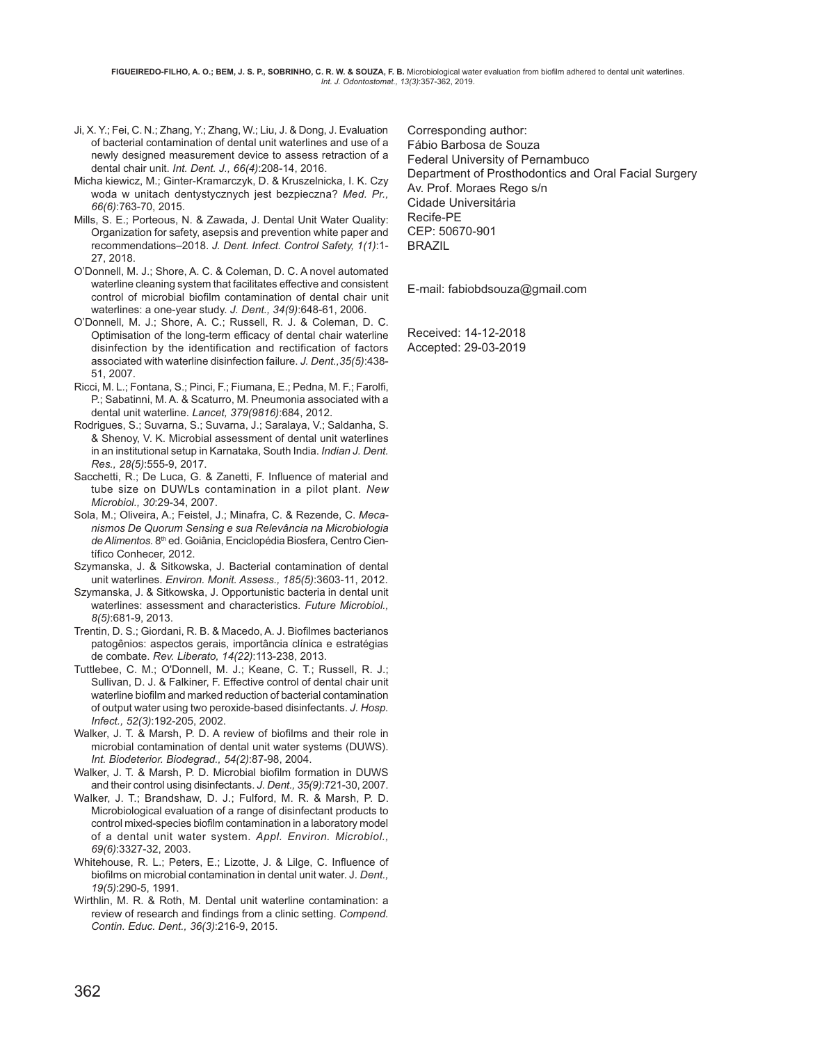Ji, X. Y.; Fei, C. N.; Zhang, Y.; Zhang, W.; Liu, J. & Dong, J. Evaluation of bacterial contamination of dental unit waterlines and use of a newly designed measurement device to assess retraction of a dental chair unit. *Int. Dent. J., 66(4)*:208-14, 2016.

Micha kiewicz, M.; Ginter-Kramarczyk, D. & Kruszelnicka, I. K. Czy woda w unitach dentystycznych jest bezpieczna? *Med. Pr., 66(6)*:763-70, 2015.

Mills, S. E.; Porteous, N. & Zawada, J. Dental Unit Water Quality: Organization for safety, asepsis and prevention white paper and recommendations–2018. *J. Dent. Infect. Control Safety, 1(1)*:1-27, 2018.

O'Donnell, M. J.; Shore, A. C. & Coleman, D. C. A novel automated waterline cleaning system that facilitates effective and consistent control of microbial biofilm contamination of dental chair unit waterlines: a one-year study. *J. Dent., 34(9)*:648-61, 2006.

O'Donnell, M. J.; Shore, A. C.; Russell, R. J. & Coleman, D. C. Optimisation of the long-term efficacy of dental chair waterline disinfection by the identification and rectification of factors associated with waterline disinfection failure. *J. Dent.,35(5)*:438-51, 2007.

Ricci, M. L.; Fontana, S.; Pinci, F.; Fiumana, E.; Pedna, M. F.; Farolfi, P.; Sabatinni, M. A. & Scaturro, M. Pneumonia associated with a dental unit waterline. *Lancet, 379(9816)*:684, 2012.

Rodrigues, S.; Suvarna, S.; Suvarna, J.; Saralaya, V.; Saldanha, S. & Shenoy, V. K. Microbial assessment of dental unit waterlines in an institutional setup in Karnataka, South India. *Indian J. Dent. Res., 28(5)*:555-9, 2017.

Sacchetti, R.; De Luca, G. & Zanetti, F. Influence of material and tube size on DUWLs contamination in a pilot plant. *New Microbiol., 30*:29-34, 2007.

Sola, M.; Oliveira, A.; Feistel, J.; Minafra, C. & Rezende, C. *Mecanismos De Quorum Sensing e sua Relevância na Microbiologia de Alimentos.* 8th ed. Goiânia, Enciclopédia Biosfera, Centro Científico Conhecer, 2012.

Szymanska, J. & Sitkowska, J. Bacterial contamination of dental unit waterlines. *Environ. Monit. Assess., 185(5)*:3603-11, 2012.

Szymanska, J. & Sitkowska, J. Opportunistic bacteria in dental unit waterlines: assessment and characteristics. *Future Microbiol., 8(5)*:681-9, 2013.

Trentin, D. S.; Giordani, R. B. & Macedo, A. J. Biofilmes bacterianos patogênios: aspectos gerais, importância clínica e estratégias de combate. *Rev. Liberato, 14(22)*:113-238, 2013.

Tuttlebee, C. M.; O'Donnell, M. J.; Keane, C. T.; Russell, R. J.; Sullivan, D. J. & Falkiner, F. Effective control of dental chair unit waterline biofilm and marked reduction of bacterial contamination of output water using two peroxide-based disinfectants. *J. Hosp. Infect., 52(3)*:192-205, 2002.

Walker, J. T. & Marsh, P. D. A review of biofilms and their role in microbial contamination of dental unit water systems (DUWS). *Int. Biodeterior. Biodegrad., 54(2)*:87-98, 2004.

Walker, J. T. & Marsh, P. D. Microbial biofilm formation in DUWS and their control using disinfectants. *J. Dent., 35(9)*:721-30, 2007.

Walker, J. T.; Brandshaw, D. J.; Fulford, M. R. & Marsh, P. D. Microbiological evaluation of a range of disinfectant products to control mixed-species biofilm contamination in a laboratory model of a dental unit water system. *Appl. Environ. Microbiol., 69(6)*:3327-32, 2003.

Whitehouse, R. L.; Peters, E.; Lizotte, J. & Lilge, C. Influence of biofilms on microbial contamination in dental unit water. J. *Dent., 19(5)*:290-5, 1991.

Wirthlin, M. R. & Roth, M. Dental unit waterline contamination: a review of research and findings from a clinic setting. *Compend. Contin. Educ. Dent., 36(3)*:216-9, 2015.

Corresponding author:
Fábio Barbosa de Souza
Federal University of Pernambuco
Department of Prosthodontics and Oral Facial Surgery
Av. Prof. Moraes Rego s/n
Cidade Universitária
Recife-PE
CEP: 50670-901
BRAZIL

E-mail: fabiobdsouza@gmail.com

Received: 14-12-2018
Accepted: 29-03-2019